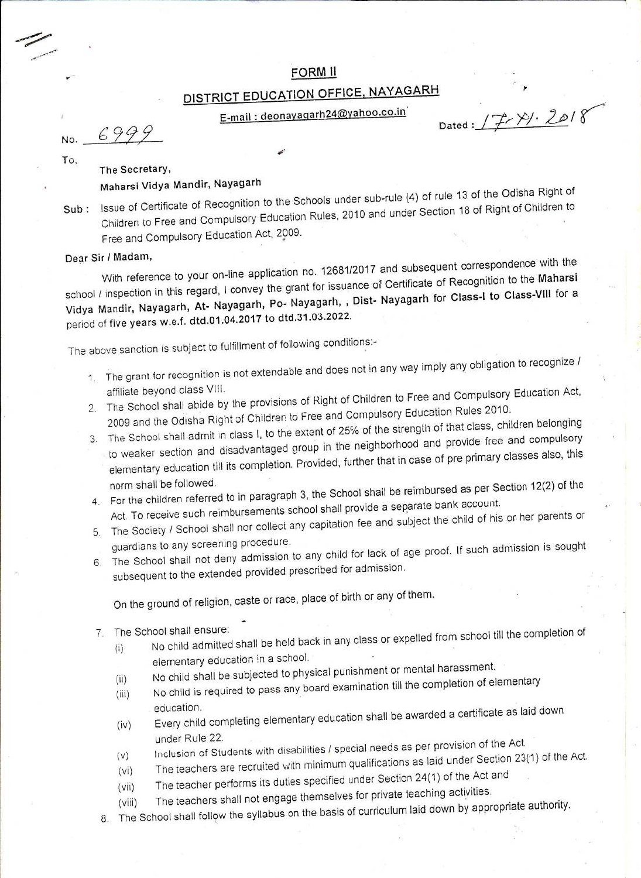## FORM II

## DISTRICT EDUCATION OFFICE, NAYAGARH

E-mail : deonayagarh24@yahoo.co.in

No. 6999

Dated : 17-XI-2018

To,

The Secretary,
Maharsi Vidya Mandir, Nayagarh

Sub : Issue of Certificate of Recognition to the Schools under sub-rule (4) of rule 13 of the Odisha Right of Children to Free and Compulsory Education Rules, 2010 and under Section 18 of Right of Children to Free and Compulsory Education Act, 2009.

Dear Sir / Madam,

With reference to your on-line application no. 12681/2017 and subsequent correspondence with the school / inspection in this regard, I convey the grant for issuance of Certificate of Recognition to the **Maharsi Vidya Mandir, Nayagarh, At- Nayagarh, Po- Nayagarh, , Dist- Nayagarh** for **Class-I to Class-VIII** for a period of **five years w.e.f. dtd.01.04.2017 to dtd.31.03.2022.**

The above sanction is subject to fulfillment of following conditions:-

1. The grant for recognition is not extendable and does not in any way imply any obligation to recognize / affiliate beyond class VIII.
2. The School shall abide by the provisions of Right of Children to Free and Compulsory Education Act, 2009 and the Odisha Right of Children to Free and Compulsory Education Rules 2010.
3. The School shall admit in class I, to the extent of 25% of the strength of that class, children belonging to weaker section and disadvantaged group in the neighborhood and provide free and compulsory elementary education till its completion. Provided, further that in case of pre primary classes also, this norm shall be followed.
4. For the children referred to in paragraph 3, the School shall be reimbursed as per Section 12(2) of the Act. To receive such reimbursements school shall provide a separate bank account.
5. The Society / School shall nor collect any capitation fee and subject the child of his or her parents or guardians to any screening procedure.
6. The School shall not deny admission to any child for lack of age proof. If such admission is sought subsequent to the extended provided prescribed for admission.

   On the ground of religion, caste or race, place of birth or any of them.

7. The School shall ensure:
   - (i) No child admitted shall be held back in any class or expelled from school till the completion of elementary education in a school.
   - (ii) No child shall be subjected to physical punishment or mental harassment.
   - (iii) No child is required to pass any board examination till the completion of elementary education.
   - (iv) Every child completing elementary education shall be awarded a certificate as laid down under Rule 22.
   - (v) Inclusion of Students with disabilities / special needs as per provision of the Act.
   - (vi) The teachers are recruited with minimum qualifications as laid under Section 23(1) of the Act.
   - (vii) The teacher performs its duties specified under Section 24(1) of the Act and
   - (viii) The teachers shall not engage themselves for private teaching activities.
8. The School shall follow the syllabus on the basis of curriculum laid down by appropriate authority.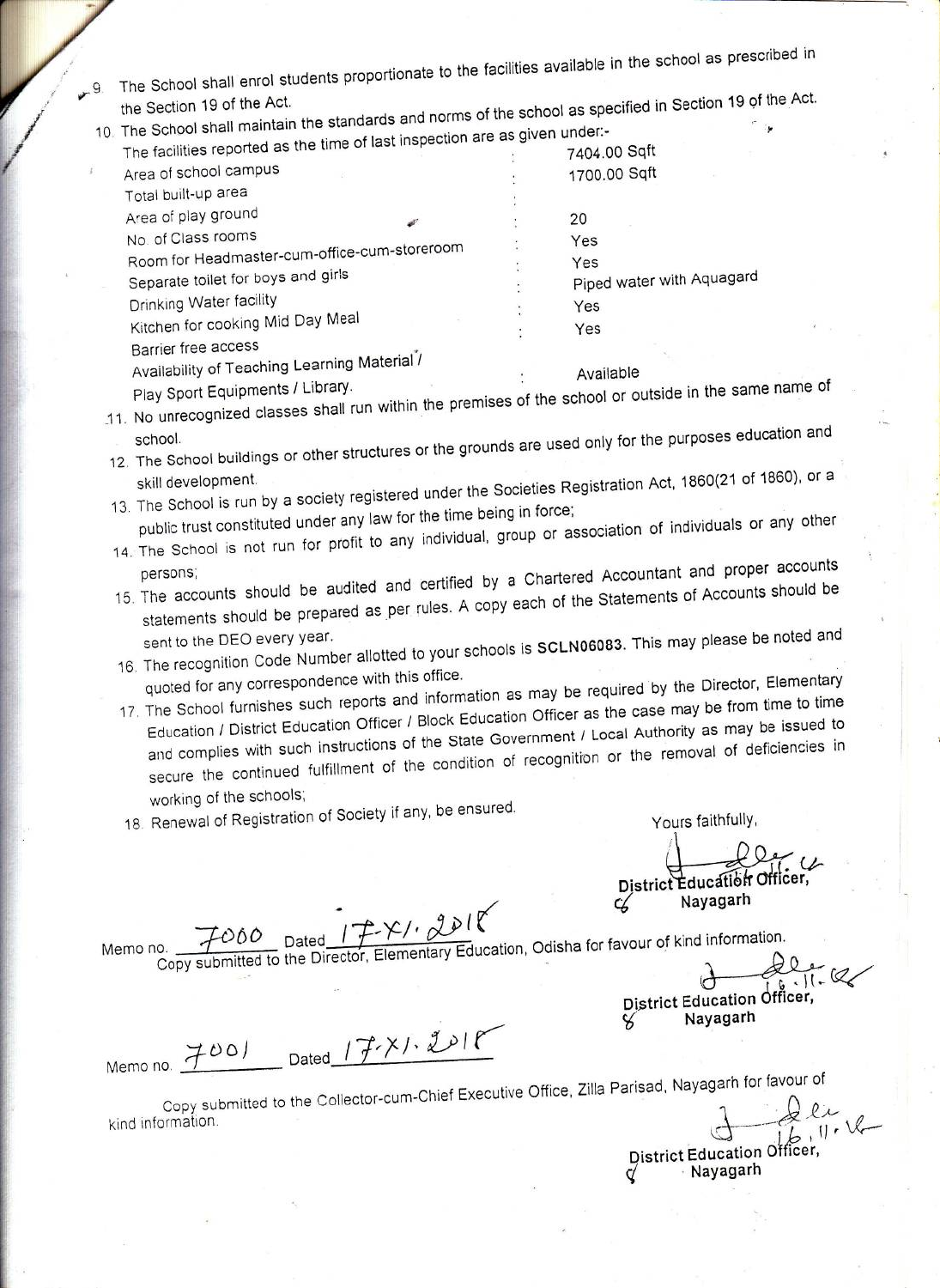9. The School shall enrol students proportionate to the facilities available in the school as prescribed in the Section 19 of the Act.
10. The School shall maintain the standards and norms of the school as specified in Section 19 of the Act. The facilities reported as the time of last inspection are as given under:-

| | | |
|---|---|---|
| Area of school campus | : | 7404.00 Sqft |
| Total built-up area | : | 1700.00 Sqft |
| Area of play ground | : | |
| No. of Class rooms | : | 20 |
| Room for Headmaster-cum-office-cum-storeroom | : | Yes |
| Separate toilet for boys and girls | : | Yes |
| Drinking Water facility | : | Piped water with Aquagard |
| Kitchen for cooking Mid Day Meal | : | Yes |
| Barrier free access | : | Yes |
| Availability of Teaching Learning Material / Play Sport Equipments / Library. | : | Available |

11. No unrecognized classes shall run within the premises of the school or outside in the same name of school.
12. The School buildings or other structures or the grounds are used only for the purposes education and skill development.
13. The School is run by a society registered under the Societies Registration Act, 1860(21 of 1860), or a public trust constituted under any law for the time being in force;
14. The School is not run for profit to any individual, group or association of individuals or any other persons;
15. The accounts should be audited and certified by a Chartered Accountant and proper accounts statements should be prepared as per rules. A copy each of the Statements of Accounts should be sent to the DEO every year.
16. The recognition Code Number allotted to your schools is **SCLN06083**. This may please be noted and quoted for any correspondence with this office.
17. The School furnishes such reports and information as may be required by the Director, Elementary Education / District Education Officer / Block Education Officer as the case may be from time to time and complies with such instructions of the State Government / Local Authority as may be issued to secure the continued fulfillment of the condition of recognition or the removal of deficiencies in working of the schools;
18. Renewal of Registration of Society if any, be ensured.

Yours faithfully,

**District Education Officer,**
**Nayagarh**

Memo no. 7000 Dated 17.XI.2018
Copy submitted to the Director, Elementary Education, Odisha for favour of kind information.

**District Education Officer,**
**Nayagarh**

Memo no. 7001 Dated 17.XI.2018

Copy submitted to the Collector-cum-Chief Executive Office, Zilla Parisad, Nayagarh for favour of kind information.

**District Education Officer,**
**Nayagarh**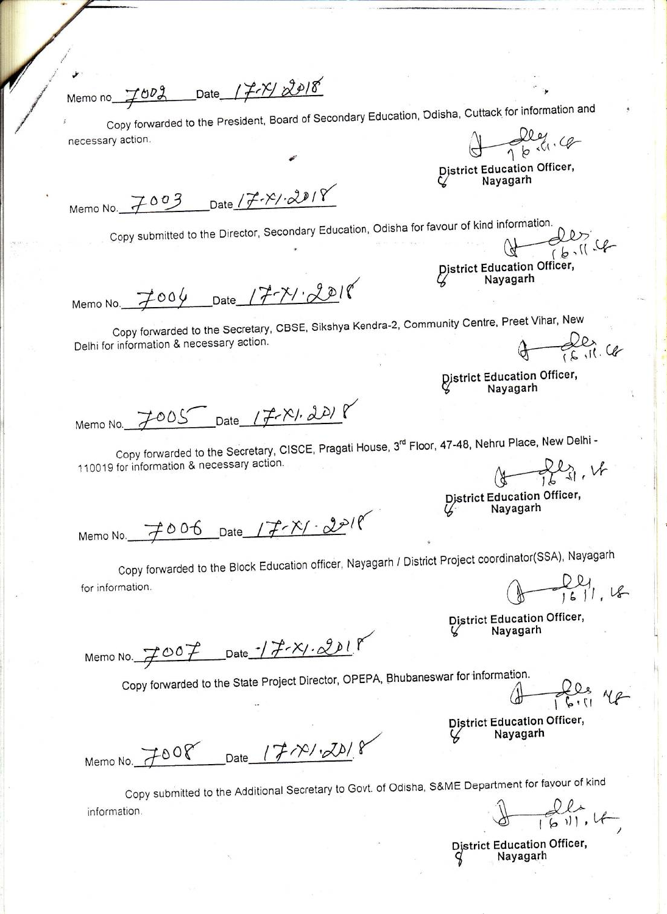Memo no 7002 Date 17-XI-2018

Copy forwarded to the President, Board of Secondary Education, Odisha, Cuttack for information and necessary action.

District Education Officer,
Nayagarh

Memo No. 7003 Date 17-XI-2018

Copy submitted to the Director, Secondary Education, Odisha for favour of kind information.

District Education Officer,
Nayagarh

Memo No. 7004 Date 17-XI-2018

Copy forwarded to the Secretary, CBSE, Sikshya Kendra-2, Community Centre, Preet Vihar, New Delhi for information & necessary action.

District Education Officer,
Nayagarh

Memo No. 7005 Date 17-XI-2018

Copy forwarded to the Secretary, CISCE, Pragati House, 3rd Floor, 47-48, Nehru Place, New Delhi - 110019 for information & necessary action.

District Education Officer,
Nayagarh

Memo No. 7006 Date 17-XI-2018

Copy forwarded to the Block Education officer, Nayagarh / District Project coordinator(SSA), Nayagarh for information.

District Education Officer,
Nayagarh

Memo No. 7007 Date 17-XI-2018

Copy forwarded to the State Project Director, OPEPA, Bhubaneswar for information.

District Education Officer,
Nayagarh

Memo No. 7008 Date 17-XI-2018

Copy submitted to the Additional Secretary to Govt. of Odisha, S&ME Department for favour of kind information.

District Education Officer,
Nayagarh